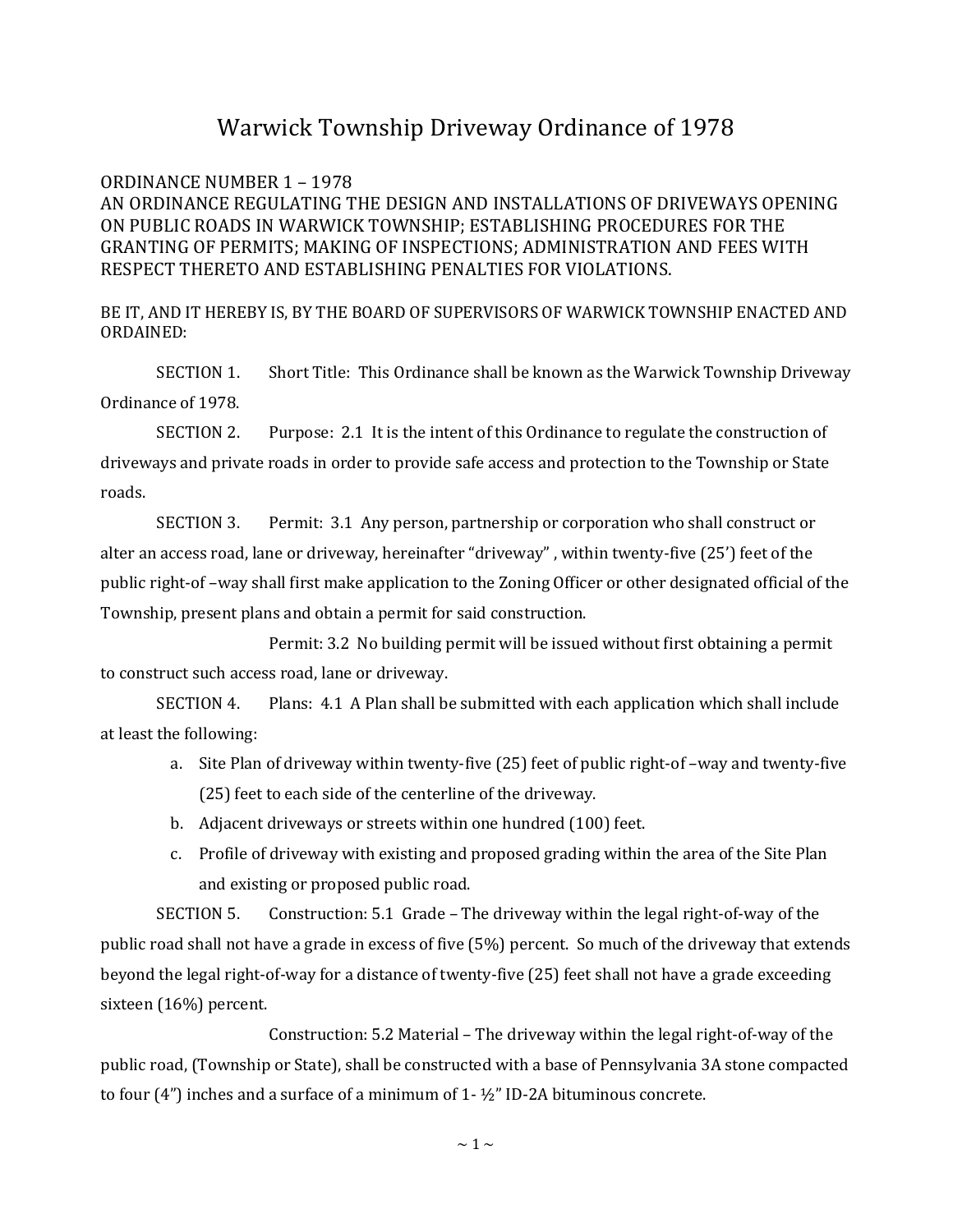# Warwick Township Driveway Ordinance of 1978

ORDINANCE NUMBER 1 – 1978
AN ORDINANCE REGULATING THE DESIGN AND INSTALLATIONS OF DRIVEWAYS OPENING ON PUBLIC ROADS IN WARWICK TOWNSHIP; ESTABLISHING PROCEDURES FOR THE GRANTING OF PERMITS; MAKING OF INSPECTIONS; ADMINISTRATION AND FEES WITH RESPECT THERETO AND ESTABLISHING PENALTIES FOR VIOLATIONS.

BE IT, AND IT HEREBY IS, BY THE BOARD OF SUPERVISORS OF WARWICK TOWNSHIP ENACTED AND ORDAINED:

SECTION 1. Short Title: This Ordinance shall be known as the Warwick Township Driveway Ordinance of 1978.

SECTION 2. Purpose: 2.1 It is the intent of this Ordinance to regulate the construction of driveways and private roads in order to provide safe access and protection to the Township or State roads.

SECTION 3. Permit: 3.1 Any person, partnership or corporation who shall construct or alter an access road, lane or driveway, hereinafter "driveway" , within twenty-five (25') feet of the public right-of –way shall first make application to the Zoning Officer or other designated official of the Township, present plans and obtain a permit for said construction.

Permit: 3.2 No building permit will be issued without first obtaining a permit to construct such access road, lane or driveway.

SECTION 4. Plans: 4.1 A Plan shall be submitted with each application which shall include at least the following:

a. Site Plan of driveway within twenty-five (25) feet of public right-of –way and twenty-five (25) feet to each side of the centerline of the driveway.
b. Adjacent driveways or streets within one hundred (100) feet.
c. Profile of driveway with existing and proposed grading within the area of the Site Plan and existing or proposed public road.

SECTION 5. Construction: 5.1 Grade – The driveway within the legal right-of-way of the public road shall not have a grade in excess of five (5%) percent. So much of the driveway that extends beyond the legal right-of-way for a distance of twenty-five (25) feet shall not have a grade exceeding sixteen (16%) percent.

Construction: 5.2 Material – The driveway within the legal right-of-way of the public road, (Township or State), shall be constructed with a base of Pennsylvania 3A stone compacted to four (4") inches and a surface of a minimum of 1- ½" ID-2A bituminous concrete.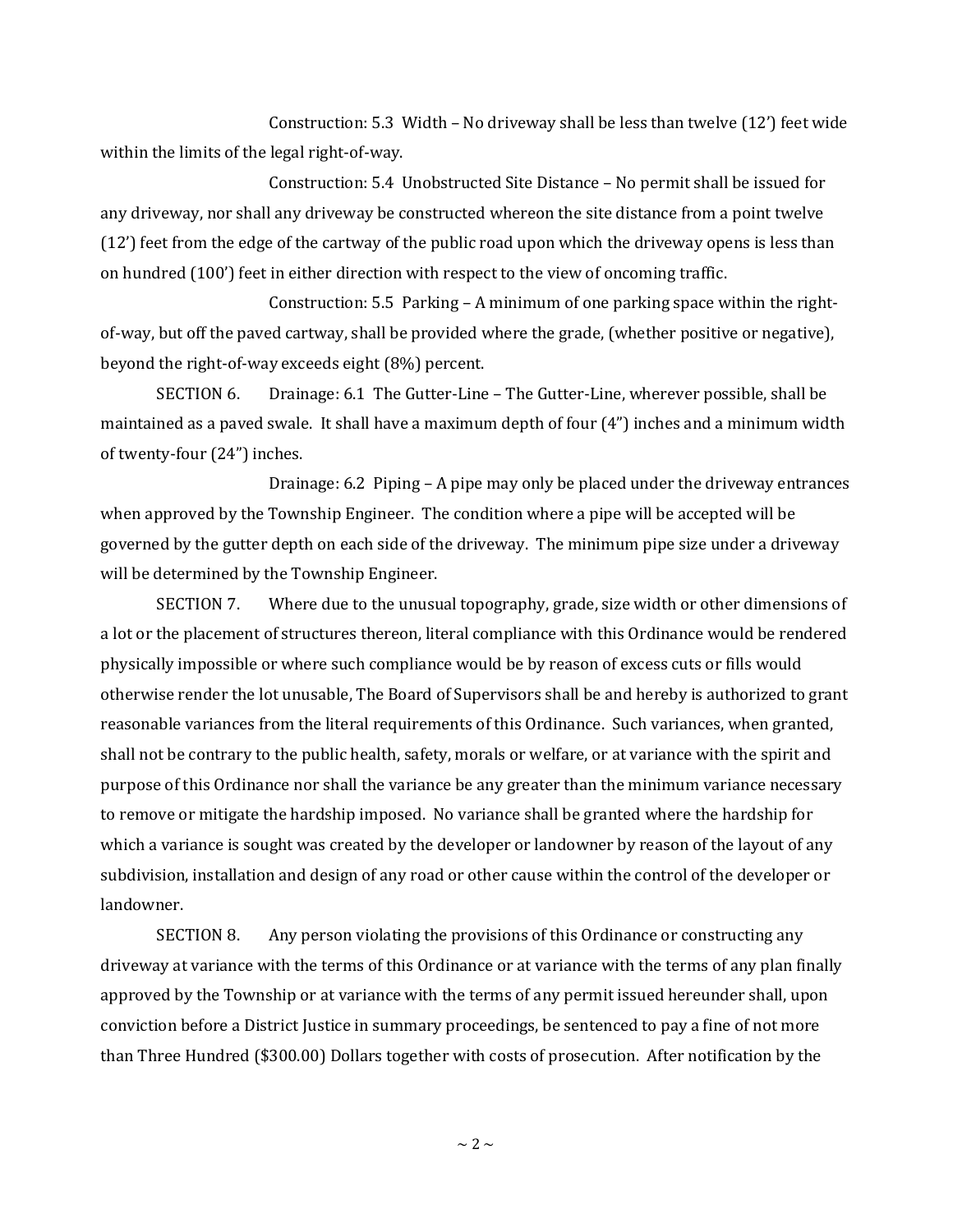Construction: 5.3 Width – No driveway shall be less than twelve (12') feet wide within the limits of the legal right-of-way.

Construction: 5.4 Unobstructed Site Distance – No permit shall be issued for any driveway, nor shall any driveway be constructed whereon the site distance from a point twelve (12') feet from the edge of the cartway of the public road upon which the driveway opens is less than on hundred (100') feet in either direction with respect to the view of oncoming traffic.

Construction: 5.5 Parking – A minimum of one parking space within the right-of-way, but off the paved cartway, shall be provided where the grade, (whether positive or negative), beyond the right-of-way exceeds eight (8%) percent.

SECTION 6. Drainage: 6.1 The Gutter-Line – The Gutter-Line, wherever possible, shall be maintained as a paved swale. It shall have a maximum depth of four (4") inches and a minimum width of twenty-four (24") inches.

Drainage: 6.2 Piping – A pipe may only be placed under the driveway entrances when approved by the Township Engineer. The condition where a pipe will be accepted will be governed by the gutter depth on each side of the driveway. The minimum pipe size under a driveway will be determined by the Township Engineer.

SECTION 7. Where due to the unusual topography, grade, size width or other dimensions of a lot or the placement of structures thereon, literal compliance with this Ordinance would be rendered physically impossible or where such compliance would be by reason of excess cuts or fills would otherwise render the lot unusable, The Board of Supervisors shall be and hereby is authorized to grant reasonable variances from the literal requirements of this Ordinance. Such variances, when granted, shall not be contrary to the public health, safety, morals or welfare, or at variance with the spirit and purpose of this Ordinance nor shall the variance be any greater than the minimum variance necessary to remove or mitigate the hardship imposed. No variance shall be granted where the hardship for which a variance is sought was created by the developer or landowner by reason of the layout of any subdivision, installation and design of any road or other cause within the control of the developer or landowner.

SECTION 8. Any person violating the provisions of this Ordinance or constructing any driveway at variance with the terms of this Ordinance or at variance with the terms of any plan finally approved by the Township or at variance with the terms of any permit issued hereunder shall, upon conviction before a District Justice in summary proceedings, be sentenced to pay a fine of not more than Three Hundred ($300.00) Dollars together with costs of prosecution. After notification by the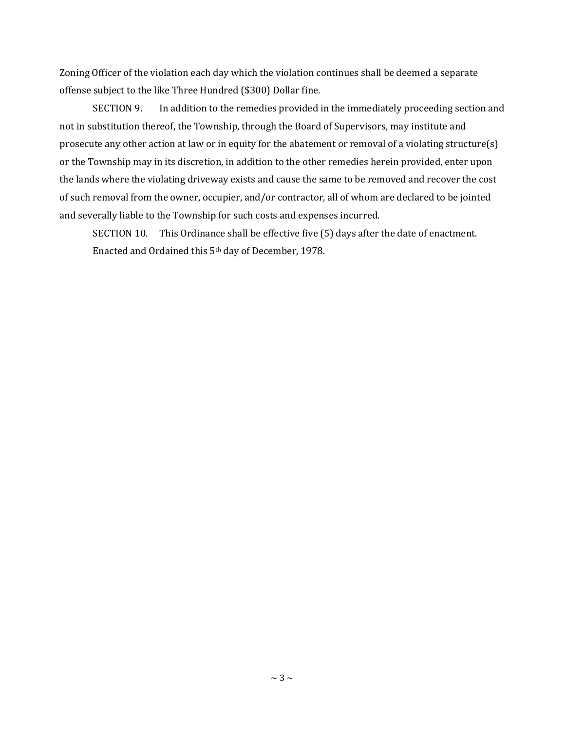Zoning Officer of the violation each day which the violation continues shall be deemed a separate offense subject to the like Three Hundred ($300) Dollar fine.

SECTION 9. In addition to the remedies provided in the immediately proceeding section and not in substitution thereof, the Township, through the Board of Supervisors, may institute and prosecute any other action at law or in equity for the abatement or removal of a violating structure(s) or the Township may in its discretion, in addition to the other remedies herein provided, enter upon the lands where the violating driveway exists and cause the same to be removed and recover the cost of such removal from the owner, occupier, and/or contractor, all of whom are declared to be jointed and severally liable to the Township for such costs and expenses incurred.

SECTION 10. This Ordinance shall be effective five (5) days after the date of enactment.

Enacted and Ordained this 5th day of December, 1978.